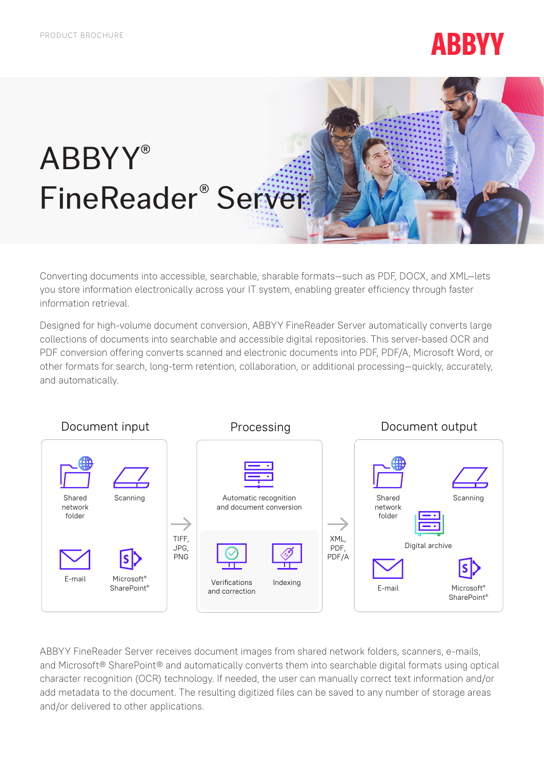PRODUCT BROCHURE

# ABBYY® FineReader® Server

Converting documents into accessible, searchable, sharable formats—such as PDF, DOCX, and XML—lets you store information electronically across your IT system, enabling greater efficiency through faster information retrieval.

Designed for high-volume document conversion, ABBYY FineReader Server automatically converts large collections of documents into searchable and accessible digital repositories. This server-based OCR and PDF conversion offering converts scanned and electronic documents into PDF, PDF/A, Microsoft Word, or other formats for search, long-term retention, collaboration, or additional processing—quickly, accurately, and automatically.

**Document input**

- Shared network folder
- Scanning
- E-mail
- Microsoft® SharePoint®

→ TIFF, JPG, PNG

**Processing**

- Automatic recognition and document conversion
- Verifications and correction
- Indexing

→ XML, PDF, PDF/A

**Document output**

- Shared network folder
- Scanning
- Digital archive
- E-mail
- Microsoft® SharePoint®

ABBYY FineReader Server receives document images from shared network folders, scanners, e-mails, and Microsoft® SharePoint® and automatically converts them into searchable digital formats using optical character recognition (OCR) technology. If needed, the user can manually correct text information and/or add metadata to the document. The resulting digitized files can be saved to any number of storage areas and/or delivered to other applications.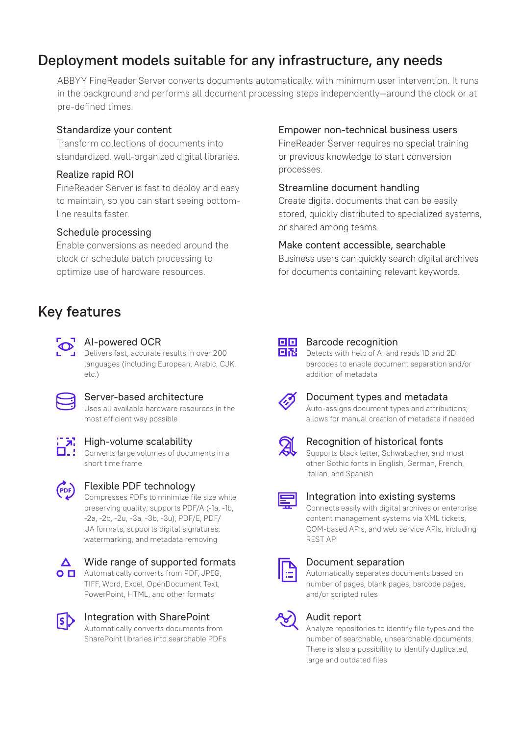## Deployment models suitable for any infrastructure, any needs

ABBYY FineReader Server converts documents automatically, with minimum user intervention. It runs in the background and performs all document processing steps independently—around the clock or at pre-defined times.

### Standardize your content

Transform collections of documents into standardized, well-organized digital libraries.

### Realize rapid ROI

FineReader Server is fast to deploy and easy to maintain, so you can start seeing bottom-line results faster.

### Schedule processing

Enable conversions as needed around the clock or schedule batch processing to optimize use of hardware resources.

### Empower non-technical business users

FineReader Server requires no special training or previous knowledge to start conversion processes.

### Streamline document handling

Create digital documents that can be easily stored, quickly distributed to specialized systems, or shared among teams.

### Make content accessible, searchable

Business users can quickly search digital archives for documents containing relevant keywords.

## Key features

### AI-powered OCR

Delivers fast, accurate results in over 200 languages (including European, Arabic, CJK, etc.)

### Server-based architecture

Uses all available hardware resources in the most efficient way possible

### High-volume scalability

Converts large volumes of documents in a short time frame

### Flexible PDF technology

Compresses PDFs to minimize file size while preserving quality; supports PDF/A (-1a, -1b, -2a, -2b, -2u, -3a, -3b, -3u), PDF/E, PDF/UA formats; supports digital signatures, watermarking, and metadata removing

### Wide range of supported formats

Automatically converts from PDF, JPEG, TIFF, Word, Excel, OpenDocument Text, PowerPoint, HTML, and other formats

### Integration with SharePoint

Automatically converts documents from SharePoint libraries into searchable PDFs

### Barcode recognition

Detects with help of AI and reads 1D and 2D barcodes to enable document separation and/or addition of metadata

### Document types and metadata

Auto-assigns document types and attributions; allows for manual creation of metadata if needed

### Recognition of historical fonts

Supports black letter, Schwabacher, and most other Gothic fonts in English, German, French, Italian, and Spanish

### Integration into existing systems

Connects easily with digital archives or enterprise content management systems via XML tickets, COM-based APIs, and web service APIs, including REST API

### Document separation

Automatically separates documents based on number of pages, blank pages, barcode pages, and/or scripted rules

### Audit report

Analyze repositories to identify file types and the number of searchable, unsearchable documents. There is also a possibility to identify duplicated, large and outdated files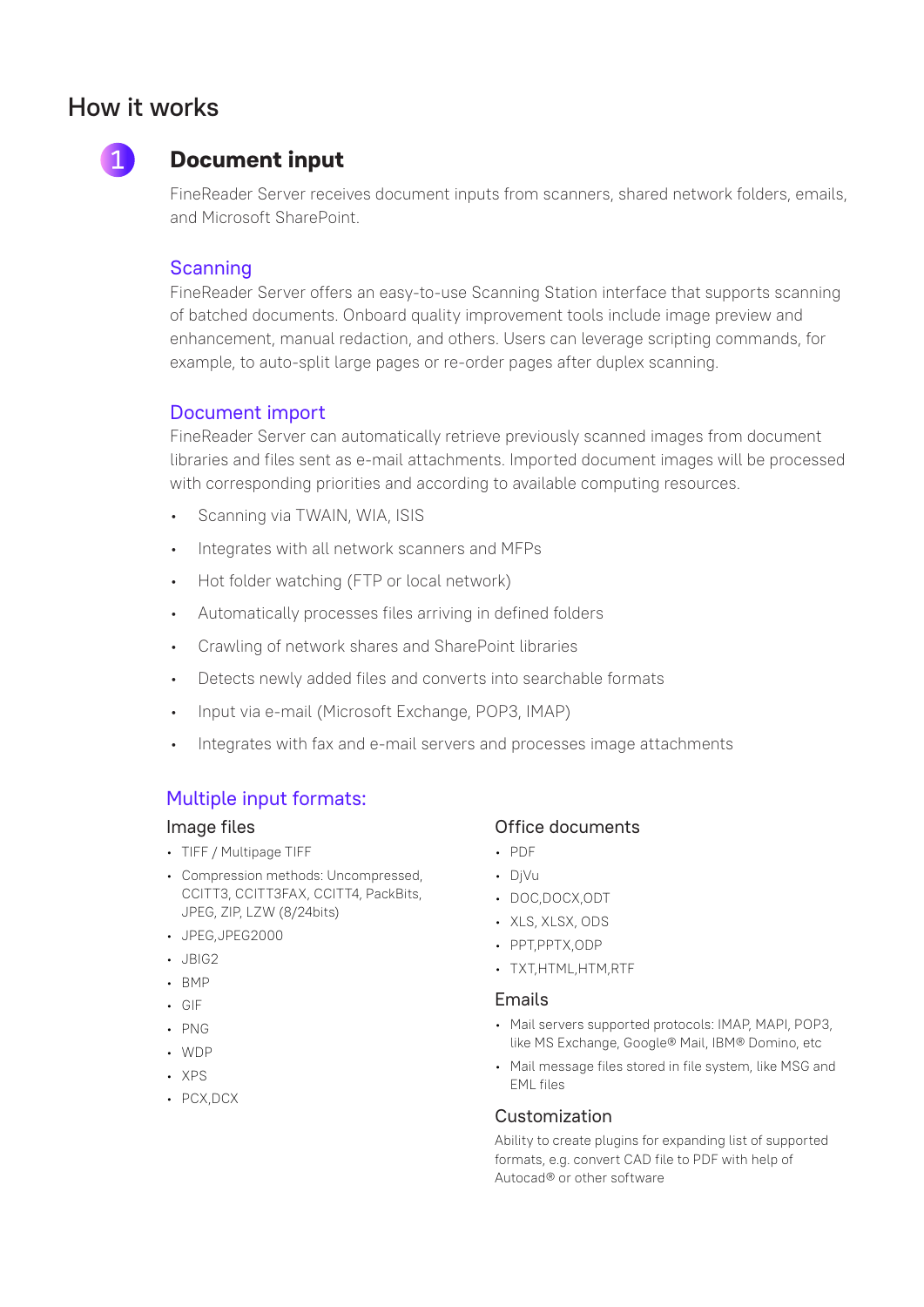## How it works

### 1 Document input

FineReader Server receives document inputs from scanners, shared network folders, emails, and Microsoft SharePoint.

#### Scanning

FineReader Server offers an easy-to-use Scanning Station interface that supports scanning of batched documents. Onboard quality improvement tools include image preview and enhancement, manual redaction, and others. Users can leverage scripting commands, for example, to auto-split large pages or re-order pages after duplex scanning.

#### Document import

FineReader Server can automatically retrieve previously scanned images from document libraries and files sent as e-mail attachments. Imported document images will be processed with corresponding priorities and according to available computing resources.

- Scanning via TWAIN, WIA, ISIS
- Integrates with all network scanners and MFPs
- Hot folder watching (FTP or local network)
- Automatically processes files arriving in defined folders
- Crawling of network shares and SharePoint libraries
- Detects newly added files and converts into searchable formats
- Input via e-mail (Microsoft Exchange, POP3, IMAP)
- Integrates with fax and e-mail servers and processes image attachments

#### Multiple input formats:

##### Image files

- TIFF / Multipage TIFF
- Compression methods: Uncompressed, CCITT3, CCITT3FAX, CCITT4, PackBits, JPEG, ZIP, LZW (8/24bits)
- JPEG,JPEG2000
- JBIG2
- BMP
- GIF
- PNG
- WDP
- XPS
- PCX,DCX

##### Office documents

- PDF
- DjVu
- DOC,DOCX,ODT
- XLS, XLSX, ODS
- PPT,PPTX,ODP
- TXT,HTML,HTM,RTF

##### Emails

- Mail servers supported protocols: IMAP, MAPI, POP3, like MS Exchange, Google® Mail, IBM® Domino, etc
- Mail message files stored in file system, like MSG and EML files

##### Customization

Ability to create plugins for expanding list of supported formats, e.g. convert CAD file to PDF with help of Autocad® or other software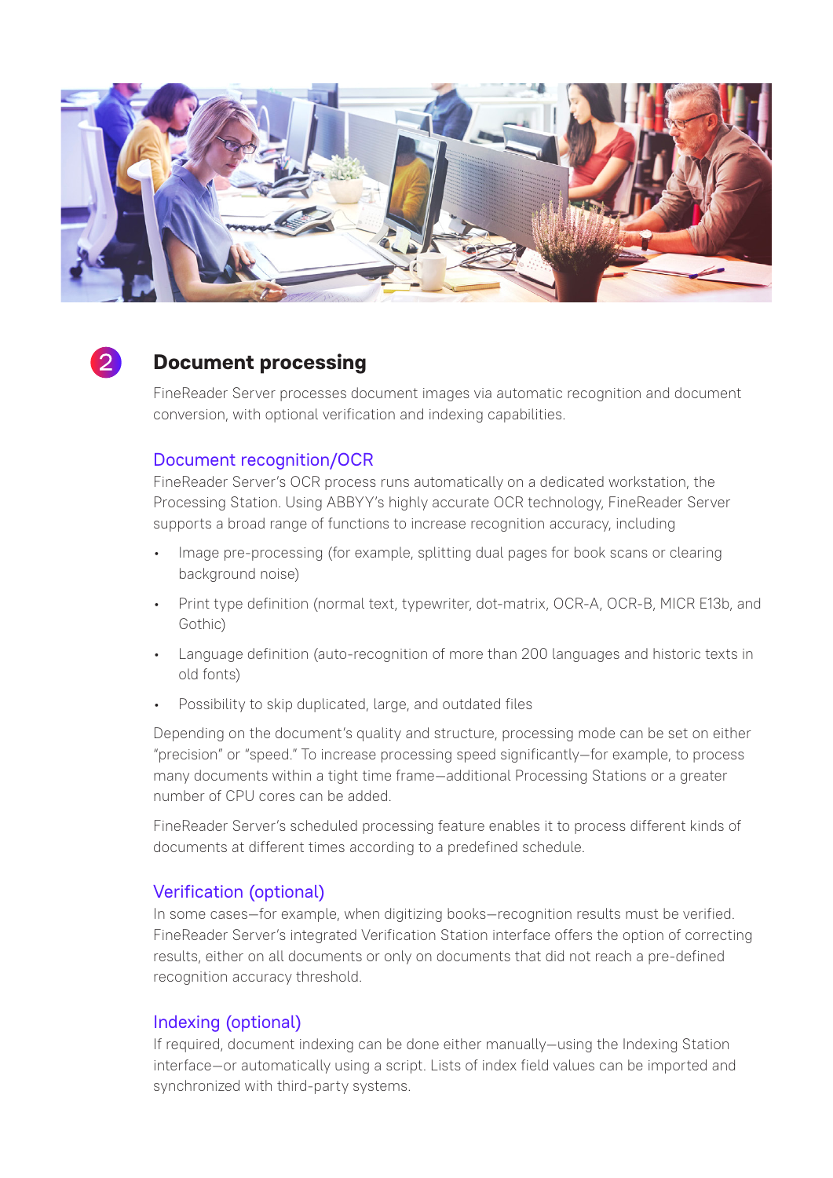## 2 Document processing

FineReader Server processes document images via automatic recognition and document conversion, with optional verification and indexing capabilities.

### Document recognition/OCR

FineReader Server's OCR process runs automatically on a dedicated workstation, the Processing Station. Using ABBYY's highly accurate OCR technology, FineReader Server supports a broad range of functions to increase recognition accuracy, including

- Image pre-processing (for example, splitting dual pages for book scans or clearing background noise)
- Print type definition (normal text, typewriter, dot-matrix, OCR-A, OCR-B, MICR E13b, and Gothic)
- Language definition (auto-recognition of more than 200 languages and historic texts in old fonts)
- Possibility to skip duplicated, large, and outdated files

Depending on the document's quality and structure, processing mode can be set on either "precision" or "speed." To increase processing speed significantly—for example, to process many documents within a tight time frame—additional Processing Stations or a greater number of CPU cores can be added.

FineReader Server's scheduled processing feature enables it to process different kinds of documents at different times according to a predefined schedule.

### Verification (optional)

In some cases—for example, when digitizing books—recognition results must be verified. FineReader Server's integrated Verification Station interface offers the option of correcting results, either on all documents or only on documents that did not reach a pre-defined recognition accuracy threshold.

### Indexing (optional)

If required, document indexing can be done either manually—using the Indexing Station interface—or automatically using a script. Lists of index field values can be imported and synchronized with third-party systems.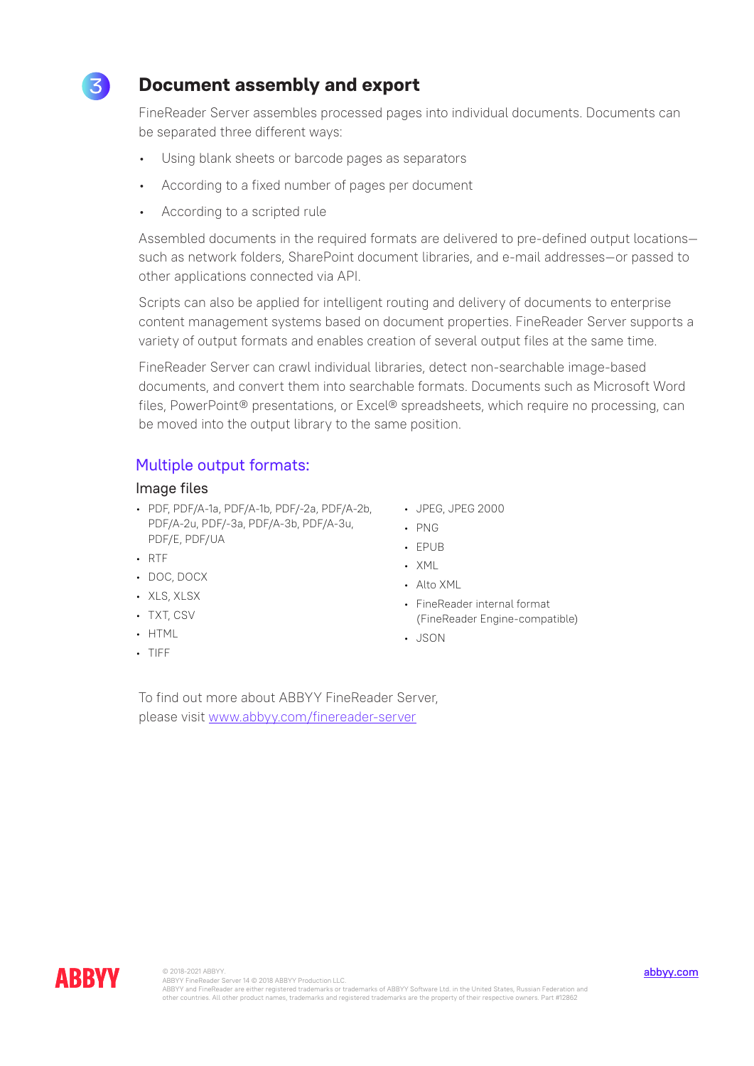## Document assembly and export

FineReader Server assembles processed pages into individual documents. Documents can be separated three different ways:

- Using blank sheets or barcode pages as separators
- According to a fixed number of pages per document
- According to a scripted rule

Assembled documents in the required formats are delivered to pre-defined output locations—such as network folders, SharePoint document libraries, and e-mail addresses—or passed to other applications connected via API.

Scripts can also be applied for intelligent routing and delivery of documents to enterprise content management systems based on document properties. FineReader Server supports a variety of output formats and enables creation of several output files at the same time.

FineReader Server can crawl individual libraries, detect non-searchable image-based documents, and convert them into searchable formats. Documents such as Microsoft Word files, PowerPoint® presentations, or Excel® spreadsheets, which require no processing, can be moved into the output library to the same position.

### Multiple output formats:

#### Image files

- PDF, PDF/A-1a, PDF/A-1b, PDF/-2a, PDF/A-2b, PDF/A-2u, PDF/-3a, PDF/A-3b, PDF/A-3u, PDF/E, PDF/UA
- RTF
- DOC, DOCX
- XLS, XLSX
- TXT, CSV
- HTML
- TIFF
- JPEG, JPEG 2000
- PNG
- EPUB
- XML
- Alto XML
- FineReader internal format (FineReader Engine-compatible)
- JSON

To find out more about ABBYY FineReader Server, please visit www.abbyy.com/finereader-server

© 2018-2021 ABBYY.
ABBYY FineReader Server 14 © 2018 ABBYY Production LLC.
ABBYY and FineReader are either registered trademarks or trademarks of ABBYY Software Ltd. in the United States, Russian Federation and other countries. All other product names, trademarks and registered trademarks are the property of their respective owners. Part #12862

abbyy.com